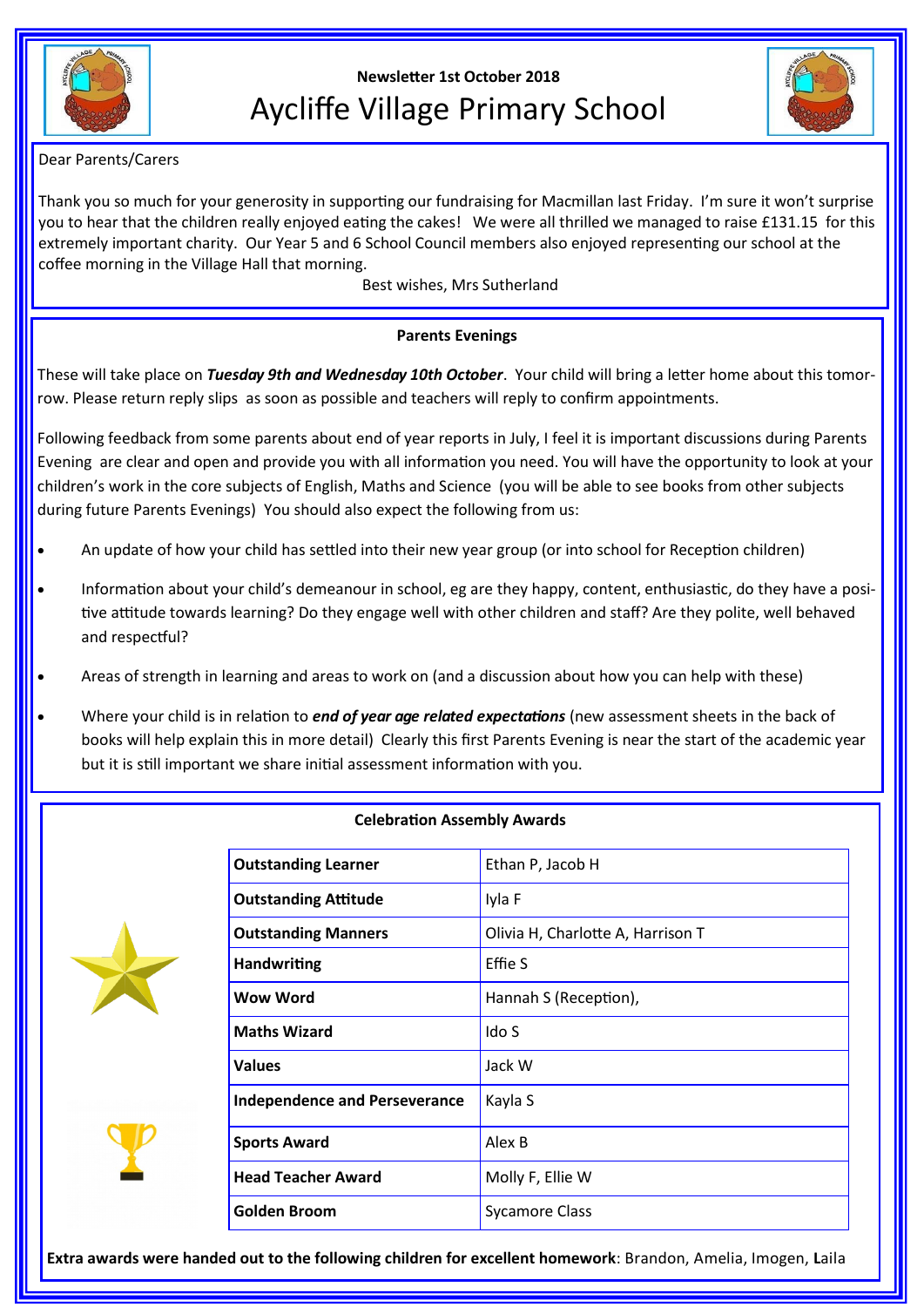Newsletter 1st October 2018

# Aycliffe Village Primary School

Dear Parents/Carers

Thank you so much for your generosity in supporting our fundraising for Macmillan last Friday. I'm sure it won't surprise you to hear that the children really enjoyed eating the cakes! We were all thrilled we managed to raise £131.15 for this extremely important charity. Our Year 5 and 6 School Council members also enjoyed representing our school at the coffee morning in the Village Hall that morning.

Best wishes, Mrs Sutherland

## Parents Evenings

These will take place on ***Tuesday 9th and Wednesday 10th October***. Your child will bring a letter home about this tomorrow. Please return reply slips as soon as possible and teachers will reply to confirm appointments.

Following feedback from some parents about end of year reports in July, I feel it is important discussions during Parents Evening are clear and open and provide you with all information you need. You will have the opportunity to look at your children's work in the core subjects of English, Maths and Science (you will be able to see books from other subjects during future Parents Evenings) You should also expect the following from us:

- An update of how your child has settled into their new year group (or into school for Reception children)
- Information about your child's demeanour in school, eg are they happy, content, enthusiastic, do they have a positive attitude towards learning? Do they engage well with other children and staff? Are they polite, well behaved and respectful?
- Areas of strength in learning and areas to work on (and a discussion about how you can help with these)
- Where your child is in relation to ***end of year age related expectations*** (new assessment sheets in the back of books will help explain this in more detail) Clearly this first Parents Evening is near the start of the academic year but it is still important we share initial assessment information with you.

## Celebration Assembly Awards

| | |
|---|---|
| **Outstanding Learner** | Ethan P, Jacob H |
| **Outstanding Attitude** | Iyla F |
| **Outstanding Manners** | Olivia H, Charlotte A, Harrison T |
| **Handwriting** | Effie S |
| **Wow Word** | Hannah S (Reception), |
| **Maths Wizard** | Ido S |
| **Values** | Jack W |
| **Independence and Perseverance** | Kayla S |
| **Sports Award** | Alex B |
| **Head Teacher Award** | Molly F, Ellie W |
| **Golden Broom** | Sycamore Class |

**Extra awards were handed out to the following children for excellent homework**: Brandon, Amelia, Imogen, **L**aila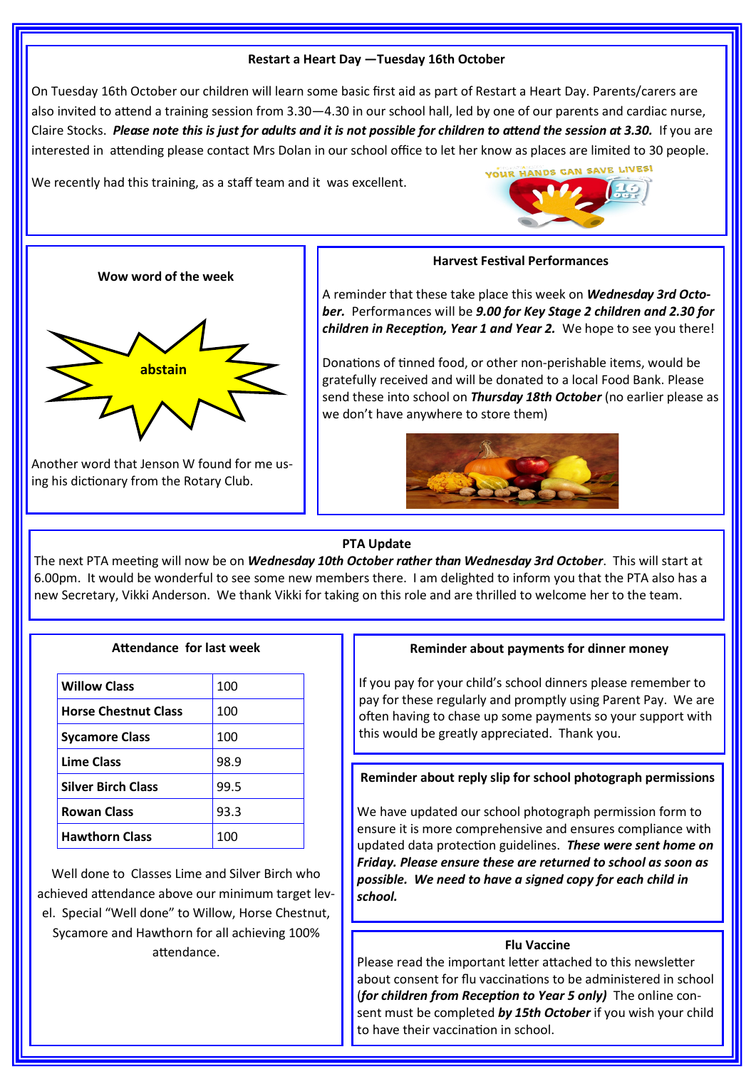## Restart a Heart Day —Tuesday 16th October

On Tuesday 16th October our children will learn some basic first aid as part of Restart a Heart Day. Parents/carers are also invited to attend a training session from 3.30—4.30 in our school hall, led by one of our parents and cardiac nurse, Claire Stocks. ***Please note this is just for adults and it is not possible for children to attend the session at 3.30.*** If you are interested in attending please contact Mrs Dolan in our school office to let her know as places are limited to 30 people.

We recently had this training, as a staff team and it was excellent.

## Wow word of the week

**abstain**

Another word that Jenson W found for me using his dictionary from the Rotary Club.

## Harvest Festival Performances

A reminder that these take place this week on ***Wednesday 3rd October.*** Performances will be ***9.00 for Key Stage 2 children and 2.30 for children in Reception, Year 1 and Year 2.*** We hope to see you there!

Donations of tinned food, or other non-perishable items, would be gratefully received and will be donated to a local Food Bank. Please send these into school on ***Thursday 18th October*** (no earlier please as we don't have anywhere to store them)

## PTA Update

The next PTA meeting will now be on ***Wednesday 10th October rather than Wednesday 3rd October***. This will start at 6.00pm. It would be wonderful to see some new members there. I am delighted to inform you that the PTA also has a new Secretary, Vikki Anderson. We thank Vikki for taking on this role and are thrilled to welcome her to the team.

## Attendance for last week

| Class | Attendance |
|---|---|
| **Willow Class** | 100 |
| **Horse Chestnut Class** | 100 |
| **Sycamore Class** | 100 |
| **Lime Class** | 98.9 |
| **Silver Birch Class** | 99.5 |
| **Rowan Class** | 93.3 |
| **Hawthorn Class** | 100 |

Well done to Classes Lime and Silver Birch who achieved attendance above our minimum target level. Special "Well done" to Willow, Horse Chestnut, Sycamore and Hawthorn for all achieving 100% attendance.

## Reminder about payments for dinner money

If you pay for your child's school dinners please remember to pay for these regularly and promptly using Parent Pay. We are often having to chase up some payments so your support with this would be greatly appreciated. Thank you.

## Reminder about reply slip for school photograph permissions

We have updated our school photograph permission form to ensure it is more comprehensive and ensures compliance with updated data protection guidelines. ***These were sent home on Friday. Please ensure these are returned to school as soon as possible. We need to have a signed copy for each child in school.***

## Flu Vaccine

Please read the important letter attached to this newsletter about consent for flu vaccinations to be administered in school (***for children from Reception to Year 5 only)*** The online consent must be completed ***by 15th October*** if you wish your child to have their vaccination in school.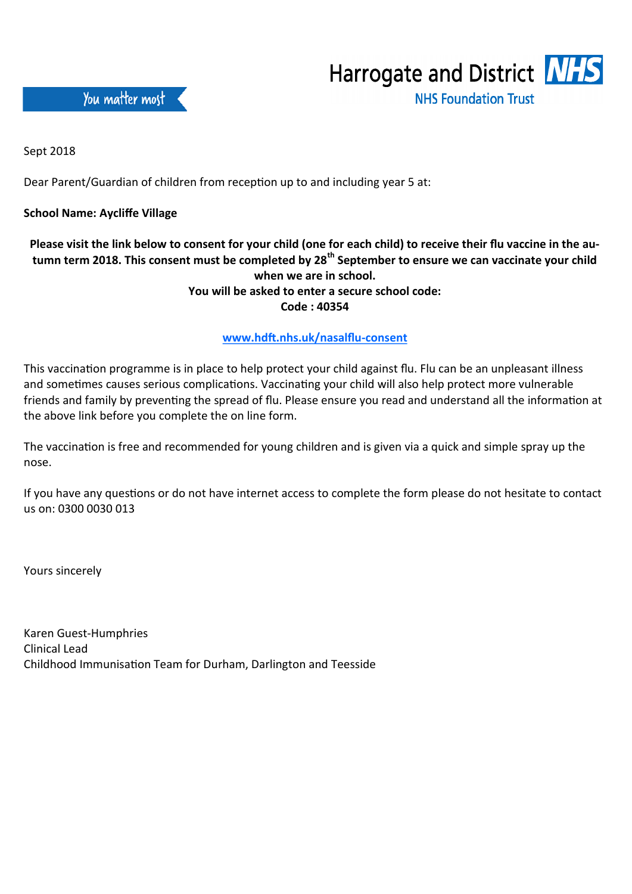You matter most

Harrogate and District NHS
NHS Foundation Trust

Sept 2018

Dear Parent/Guardian of children from reception up to and including year 5 at:

**School Name: Aycliffe Village**

**Please visit the link below to consent for your child (one for each child) to receive their flu vaccine in the autumn term 2018. This consent must be completed by 28th September to ensure we can vaccinate your child when we are in school.**
**You will be asked to enter a secure school code:**
**Code : 40354**

**[www.hdft.nhs.uk/nasalflu-consent](www.hdft.nhs.uk/nasalflu-consent)**

This vaccination programme is in place to help protect your child against flu. Flu can be an unpleasant illness and sometimes causes serious complications. Vaccinating your child will also help protect more vulnerable friends and family by preventing the spread of flu. Please ensure you read and understand all the information at the above link before you complete the on line form.

The vaccination is free and recommended for young children and is given via a quick and simple spray up the nose.

If you have any questions or do not have internet access to complete the form please do not hesitate to contact us on: 0300 0030 013

Yours sincerely

Karen Guest-Humphries
Clinical Lead
Childhood Immunisation Team for Durham, Darlington and Teesside